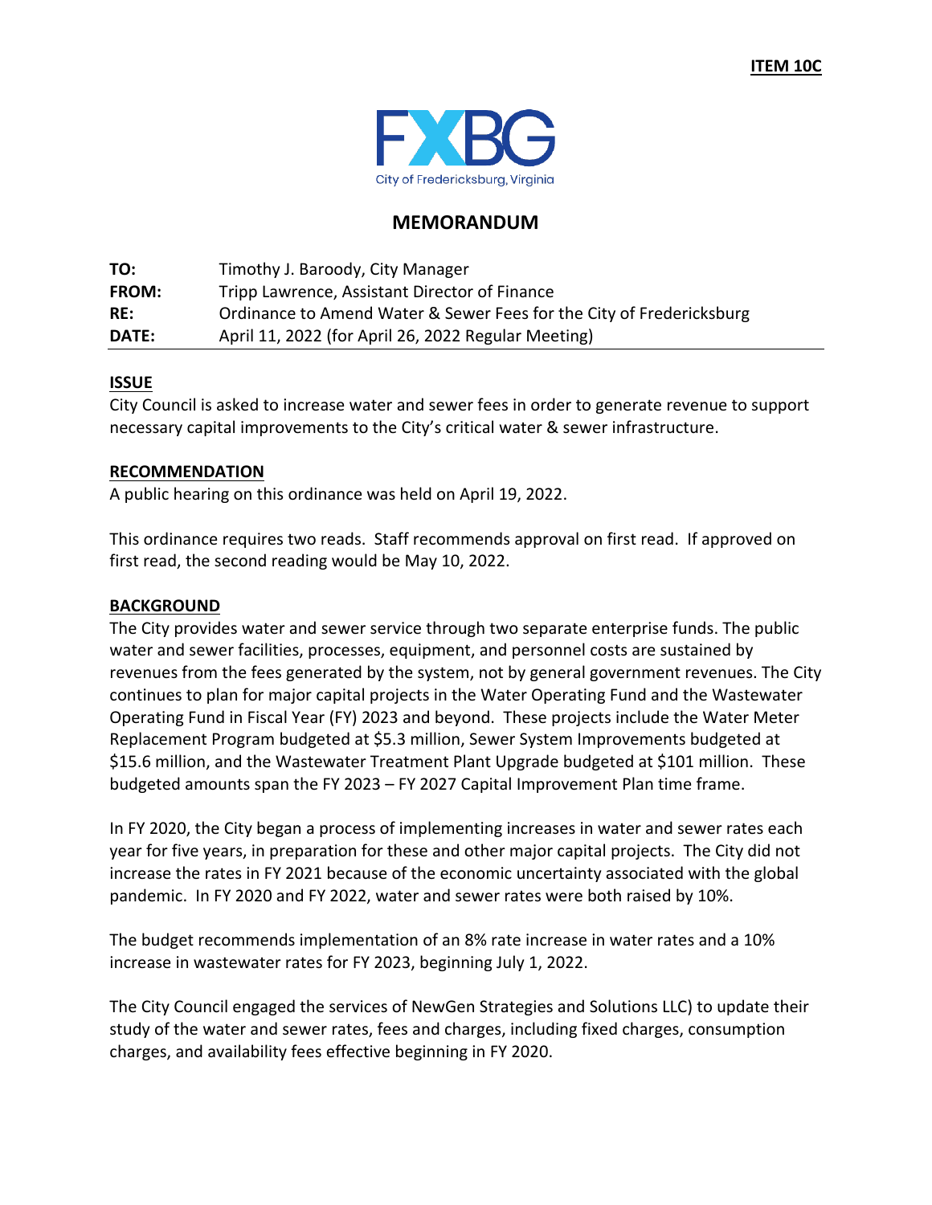**ITEM 10C**

FXBG
City of Fredericksburg, Virginia

# MEMORANDUM

| | |
|---|---|
| **TO:** | Timothy J. Baroody, City Manager |
| **FROM:** | Tripp Lawrence, Assistant Director of Finance |
| **RE:** | Ordinance to Amend Water & Sewer Fees for the City of Fredericksburg |
| **DATE:** | April 11, 2022 (for April 26, 2022 Regular Meeting) |

## ISSUE

City Council is asked to increase water and sewer fees in order to generate revenue to support necessary capital improvements to the City's critical water & sewer infrastructure.

## RECOMMENDATION

A public hearing on this ordinance was held on April 19, 2022.

This ordinance requires two reads. Staff recommends approval on first read. If approved on first read, the second reading would be May 10, 2022.

## BACKGROUND

The City provides water and sewer service through two separate enterprise funds. The public water and sewer facilities, processes, equipment, and personnel costs are sustained by revenues from the fees generated by the system, not by general government revenues. The City continues to plan for major capital projects in the Water Operating Fund and the Wastewater Operating Fund in Fiscal Year (FY) 2023 and beyond. These projects include the Water Meter Replacement Program budgeted at $5.3 million, Sewer System Improvements budgeted at $15.6 million, and the Wastewater Treatment Plant Upgrade budgeted at $101 million. These budgeted amounts span the FY 2023 – FY 2027 Capital Improvement Plan time frame.

In FY 2020, the City began a process of implementing increases in water and sewer rates each year for five years, in preparation for these and other major capital projects. The City did not increase the rates in FY 2021 because of the economic uncertainty associated with the global pandemic. In FY 2020 and FY 2022, water and sewer rates were both raised by 10%.

The budget recommends implementation of an 8% rate increase in water rates and a 10% increase in wastewater rates for FY 2023, beginning July 1, 2022.

The City Council engaged the services of NewGen Strategies and Solutions LLC) to update their study of the water and sewer rates, fees and charges, including fixed charges, consumption charges, and availability fees effective beginning in FY 2020.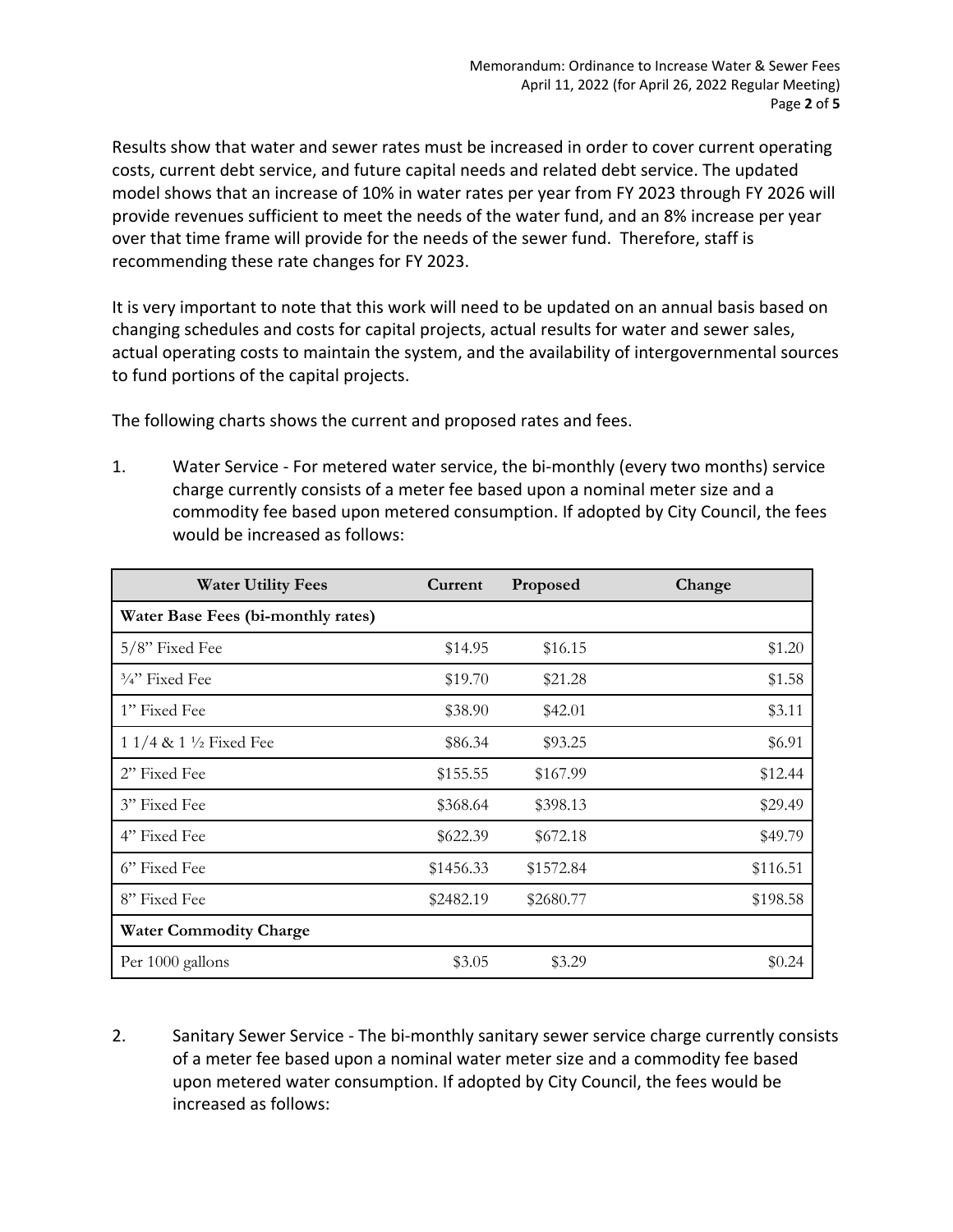Results show that water and sewer rates must be increased in order to cover current operating costs, current debt service, and future capital needs and related debt service. The updated model shows that an increase of 10% in water rates per year from FY 2023 through FY 2026 will provide revenues sufficient to meet the needs of the water fund, and an 8% increase per year over that time frame will provide for the needs of the sewer fund. Therefore, staff is recommending these rate changes for FY 2023.

It is very important to note that this work will need to be updated on an annual basis based on changing schedules and costs for capital projects, actual results for water and sewer sales, actual operating costs to maintain the system, and the availability of intergovernmental sources to fund portions of the capital projects.

The following charts shows the current and proposed rates and fees.

1. Water Service - For metered water service, the bi-monthly (every two months) service charge currently consists of a meter fee based upon a nominal meter size and a commodity fee based upon metered consumption. If adopted by City Council, the fees would be increased as follows:

| Water Utility Fees | Current | Proposed | Change |
|---|---|---|---|
| **Water Base Fees (bi-monthly rates)** | | | |
| 5/8" Fixed Fee | $14.95 | $16.15 | $1.20 |
| ¾" Fixed Fee | $19.70 | $21.28 | $1.58 |
| 1" Fixed Fee | $38.90 | $42.01 | $3.11 |
| 1 1/4 & 1 ½ Fixed Fee | $86.34 | $93.25 | $6.91 |
| 2" Fixed Fee | $155.55 | $167.99 | $12.44 |
| 3" Fixed Fee | $368.64 | $398.13 | $29.49 |
| 4" Fixed Fee | $622.39 | $672.18 | $49.79 |
| 6" Fixed Fee | $1456.33 | $1572.84 | $116.51 |
| 8" Fixed Fee | $2482.19 | $2680.77 | $198.58 |
| **Water Commodity Charge** | | | |
| Per 1000 gallons | $3.05 | $3.29 | $0.24 |

2. Sanitary Sewer Service - The bi-monthly sanitary sewer service charge currently consists of a meter fee based upon a nominal water meter size and a commodity fee based upon metered water consumption. If adopted by City Council, the fees would be increased as follows: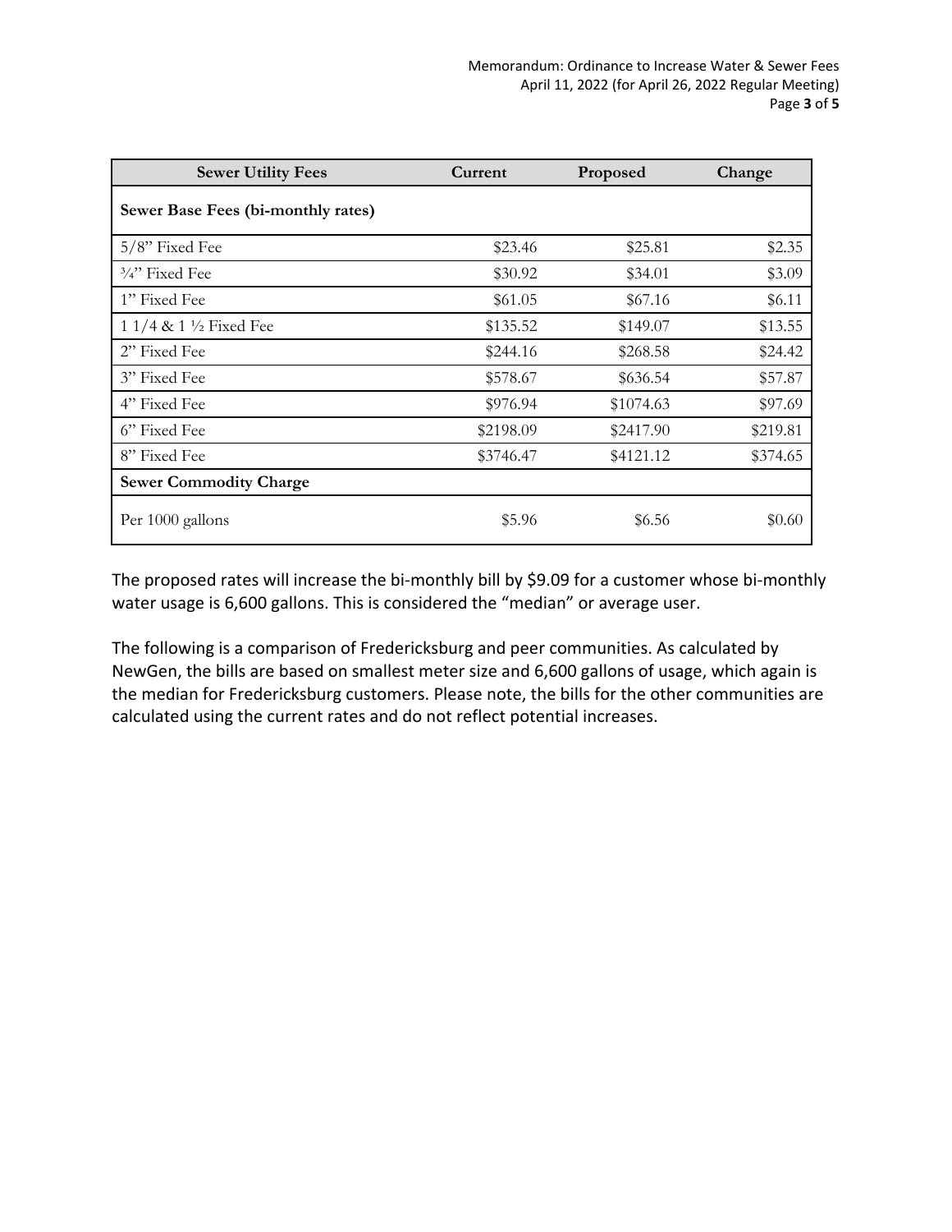| Sewer Utility Fees | Current | Proposed | Change |
|---|---|---|---|
| **Sewer Base Fees (bi-monthly rates)** | | | |
| 5/8" Fixed Fee | $23.46 | $25.81 | $2.35 |
| ¾" Fixed Fee | $30.92 | $34.01 | $3.09 |
| 1" Fixed Fee | $61.05 | $67.16 | $6.11 |
| 1 1/4 & 1 ½ Fixed Fee | $135.52 | $149.07 | $13.55 |
| 2" Fixed Fee | $244.16 | $268.58 | $24.42 |
| 3" Fixed Fee | $578.67 | $636.54 | $57.87 |
| 4" Fixed Fee | $976.94 | $1074.63 | $97.69 |
| 6" Fixed Fee | $2198.09 | $2417.90 | $219.81 |
| 8" Fixed Fee | $3746.47 | $4121.12 | $374.65 |
| **Sewer Commodity Charge** | | | |
| Per 1000 gallons | $5.96 | $6.56 | $0.60 |

The proposed rates will increase the bi-monthly bill by $9.09 for a customer whose bi-monthly water usage is 6,600 gallons. This is considered the "median" or average user.

The following is a comparison of Fredericksburg and peer communities. As calculated by NewGen, the bills are based on smallest meter size and 6,600 gallons of usage, which again is the median for Fredericksburg customers. Please note, the bills for the other communities are calculated using the current rates and do not reflect potential increases.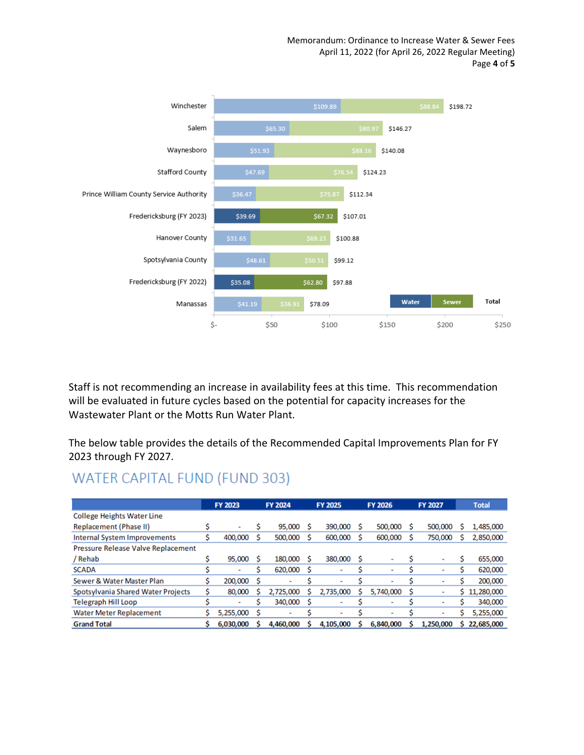| | Water | Sewer | Total |
|---|---|---|---|
| Winchester | $109.89 | $88.84 | $198.72 |
| Salem | $65.30 | $80.97 | $146.27 |
| Waynesboro | $51.93 | $88.16 | $140.08 |
| Stafford County | $47.69 | $76.54 | $124.23 |
| Prince William County Service Authority | $36.47 | $75.87 | $112.34 |
| Fredericksburg (FY 2023) | $39.69 | $67.32 | $107.01 |
| Hanover County | $31.65 | $69.23 | $100.88 |
| Spotsylvania County | $48.61 | $50.51 | $99.12 |
| Fredericksburg (FY 2022) | $35.08 | $62.80 | $97.88 |
| Manassas | $41.19 | $36.91 | $78.09 |

Staff is not recommending an increase in availability fees at this time. This recommendation will be evaluated in future cycles based on the potential for capacity increases for the Wastewater Plant or the Motts Run Water Plant.

The below table provides the details of the Recommended Capital Improvements Plan for FY 2023 through FY 2027.

## WATER CAPITAL FUND (FUND 303)

| | FY 2023 | FY 2024 | FY 2025 | FY 2026 | FY 2027 | Total |
|---|---|---|---|---|---|---|
| College Heights Water Line Replacement (Phase II) | $ - | $ 95,000 | $ 390,000 | $ 500,000 | $ 500,000 | $ 1,485,000 |
| Internal System Improvements | $ 400,000 | $ 500,000 | $ 600,000 | $ 600,000 | $ 750,000 | $ 2,850,000 |
| Pressure Release Valve Replacement / Rehab | $ 95,000 | $ 180,000 | $ 380,000 | $ - | $ - | $ 655,000 |
| SCADA | $ - | $ 620,000 | $ - | $ - | $ - | $ 620,000 |
| Sewer & Water Master Plan | $ 200,000 | $ - | $ - | $ - | $ - | $ 200,000 |
| Spotsylvania Shared Water Projects | $ 80,000 | $ 2,725,000 | $ 2,735,000 | $ 5,740,000 | $ - | $ 11,280,000 |
| Telegraph Hill Loop | $ - | $ 340,000 | $ - | $ - | $ - | $ 340,000 |
| Water Meter Replacement | $ 5,255,000 | $ - | $ - | $ - | $ - | $ 5,255,000 |
| **Grand Total** | **$ 6,030,000** | **$ 4,460,000** | **$ 4,105,000** | **$ 6,840,000** | **$ 1,250,000** | **$ 22,685,000** |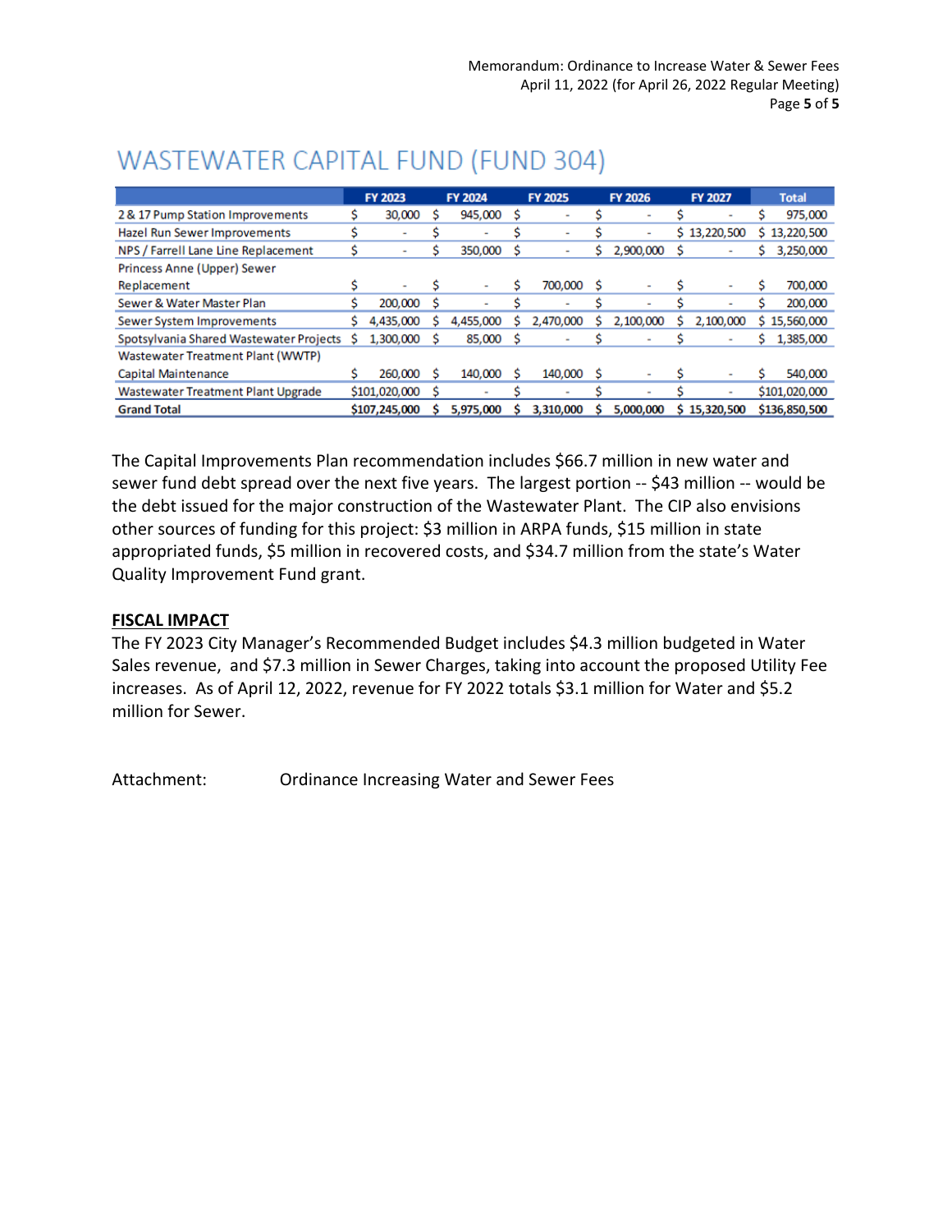# WASTEWATER CAPITAL FUND (FUND 304)

| | FY 2023 | FY 2024 | FY 2025 | FY 2026 | FY 2027 | Total |
|---|---|---|---|---|---|---|
| 2 & 17 Pump Station Improvements | $ 30,000 | $ 945,000 | $ - | $ - | $ - | $ 975,000 |
| Hazel Run Sewer Improvements | $ - | $ - | $ - | $ - | $ 13,220,500 | $ 13,220,500 |
| NPS / Farrell Lane Line Replacement | $ - | $ 350,000 | $ - | $ 2,900,000 | $ - | $ 3,250,000 |
| Princess Anne (Upper) Sewer Replacement | $ - | $ - | $ 700,000 | $ - | $ - | $ 700,000 |
| Sewer & Water Master Plan | $ 200,000 | $ - | $ - | $ - | $ - | $ 200,000 |
| Sewer System Improvements | $ 4,435,000 | $ 4,455,000 | $ 2,470,000 | $ 2,100,000 | $ 2,100,000 | $ 15,560,000 |
| Spotsylvania Shared Wastewater Projects | $ 1,300,000 | $ 85,000 | $ - | $ - | $ - | $ 1,385,000 |
| Wastewater Treatment Plant (WWTP) Capital Maintenance | $ 260,000 | $ 140,000 | $ 140,000 | $ - | $ - | $ 540,000 |
| Wastewater Treatment Plant Upgrade | $101,020,000 | $ - | $ - | $ - | $ - | $101,020,000 |
| **Grand Total** | **$107,245,000** | **$ 5,975,000** | **$ 3,310,000** | **$ 5,000,000** | **$ 15,320,500** | **$136,850,500** |

The Capital Improvements Plan recommendation includes $66.7 million in new water and sewer fund debt spread over the next five years. The largest portion -- $43 million -- would be the debt issued for the major construction of the Wastewater Plant. The CIP also envisions other sources of funding for this project: $3 million in ARPA funds, $15 million in state appropriated funds, $5 million in recovered costs, and $34.7 million from the state's Water Quality Improvement Fund grant.

**FISCAL IMPACT**

The FY 2023 City Manager's Recommended Budget includes $4.3 million budgeted in Water Sales revenue, and $7.3 million in Sewer Charges, taking into account the proposed Utility Fee increases. As of April 12, 2022, revenue for FY 2022 totals $3.1 million for Water and $5.2 million for Sewer.

Attachment: Ordinance Increasing Water and Sewer Fees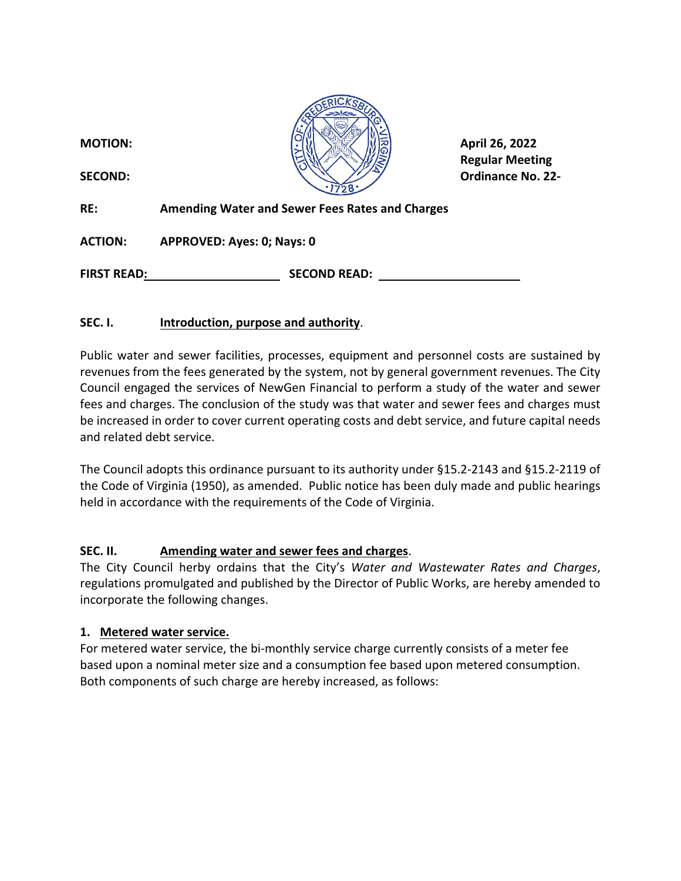**MOTION:**

**SECOND:**

**April 26, 2022**
**Regular Meeting**
**Ordinance No. 22-**

**RE:** **Amending Water and Sewer Fees Rates and Charges**

**ACTION:** **APPROVED: Ayes: 0; Nays: 0**

**FIRST READ:** ____________________ **SECOND READ:** ____________________

**SEC. I.** **Introduction, purpose and authority**.

Public water and sewer facilities, processes, equipment and personnel costs are sustained by revenues from the fees generated by the system, not by general government revenues. The City Council engaged the services of NewGen Financial to perform a study of the water and sewer fees and charges. The conclusion of the study was that water and sewer fees and charges must be increased in order to cover current operating costs and debt service, and future capital needs and related debt service.

The Council adopts this ordinance pursuant to its authority under §15.2-2143 and §15.2-2119 of the Code of Virginia (1950), as amended. Public notice has been duly made and public hearings held in accordance with the requirements of the Code of Virginia.

**SEC. II.** **Amending water and sewer fees and charges**.

The City Council herby ordains that the City's *Water and Wastewater Rates and Charges*, regulations promulgated and published by the Director of Public Works, are hereby amended to incorporate the following changes.

**1. Metered water service.**

For metered water service, the bi-monthly service charge currently consists of a meter fee based upon a nominal meter size and a consumption fee based upon metered consumption. Both components of such charge are hereby increased, as follows: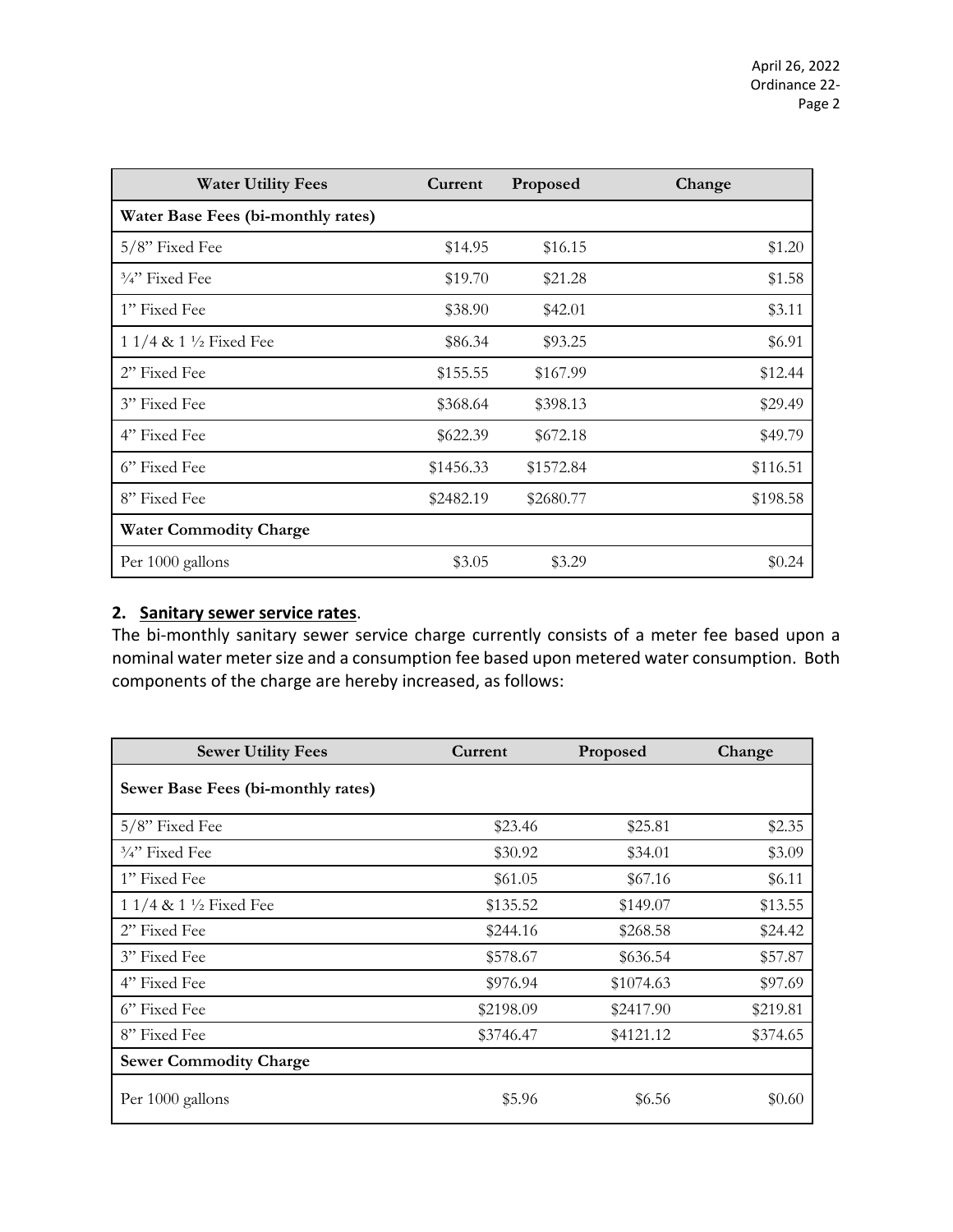| Water Utility Fees | Current | Proposed | Change |
|---|---|---|---|
| **Water Base Fees (bi-monthly rates)** | | | |
| 5/8" Fixed Fee | $14.95 | $16.15 | $1.20 |
| ¾" Fixed Fee | $19.70 | $21.28 | $1.58 |
| 1" Fixed Fee | $38.90 | $42.01 | $3.11 |
| 1 1/4 & 1 ½ Fixed Fee | $86.34 | $93.25 | $6.91 |
| 2" Fixed Fee | $155.55 | $167.99 | $12.44 |
| 3" Fixed Fee | $368.64 | $398.13 | $29.49 |
| 4" Fixed Fee | $622.39 | $672.18 | $49.79 |
| 6" Fixed Fee | $1456.33 | $1572.84 | $116.51 |
| 8" Fixed Fee | $2482.19 | $2680.77 | $198.58 |
| **Water Commodity Charge** | | | |
| Per 1000 gallons | $3.05 | $3.29 | $0.24 |

**2. <u>Sanitary sewer service rates</u>.**

The bi-monthly sanitary sewer service charge currently consists of a meter fee based upon a nominal water meter size and a consumption fee based upon metered water consumption. Both components of the charge are hereby increased, as follows:

| Sewer Utility Fees | Current | Proposed | Change |
|---|---|---|---|
| **Sewer Base Fees (bi-monthly rates)** | | | |
| 5/8" Fixed Fee | $23.46 | $25.81 | $2.35 |
| ¾" Fixed Fee | $30.92 | $34.01 | $3.09 |
| 1" Fixed Fee | $61.05 | $67.16 | $6.11 |
| 1 1/4 & 1 ½ Fixed Fee | $135.52 | $149.07 | $13.55 |
| 2" Fixed Fee | $244.16 | $268.58 | $24.42 |
| 3" Fixed Fee | $578.67 | $636.54 | $57.87 |
| 4" Fixed Fee | $976.94 | $1074.63 | $97.69 |
| 6" Fixed Fee | $2198.09 | $2417.90 | $219.81 |
| 8" Fixed Fee | $3746.47 | $4121.12 | $374.65 |
| **Sewer Commodity Charge** | | | |
| Per 1000 gallons | $5.96 | $6.56 | $0.60 |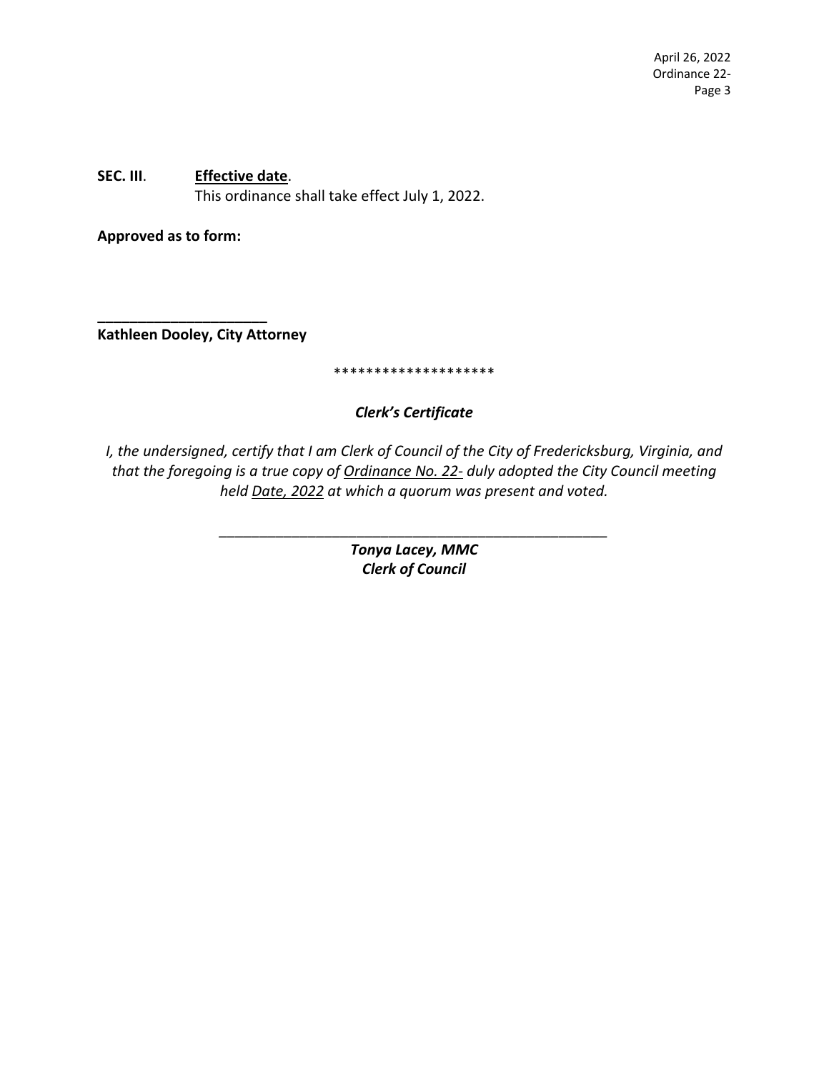**SEC. III**. **Effective date**.
This ordinance shall take effect July 1, 2022.

**Approved as to form:**

**______________________**
**Kathleen Dooley, City Attorney**

********************

***Clerk's Certificate***

*I, the undersigned, certify that I am Clerk of Council of the City of Fredericksburg, Virginia, and that the foregoing is a true copy of Ordinance No. 22- duly adopted the City Council meeting held Date, 2022 at which a quorum was present and voted.*

______________________________________________

***Tonya Lacey, MMC***
***Clerk of Council***